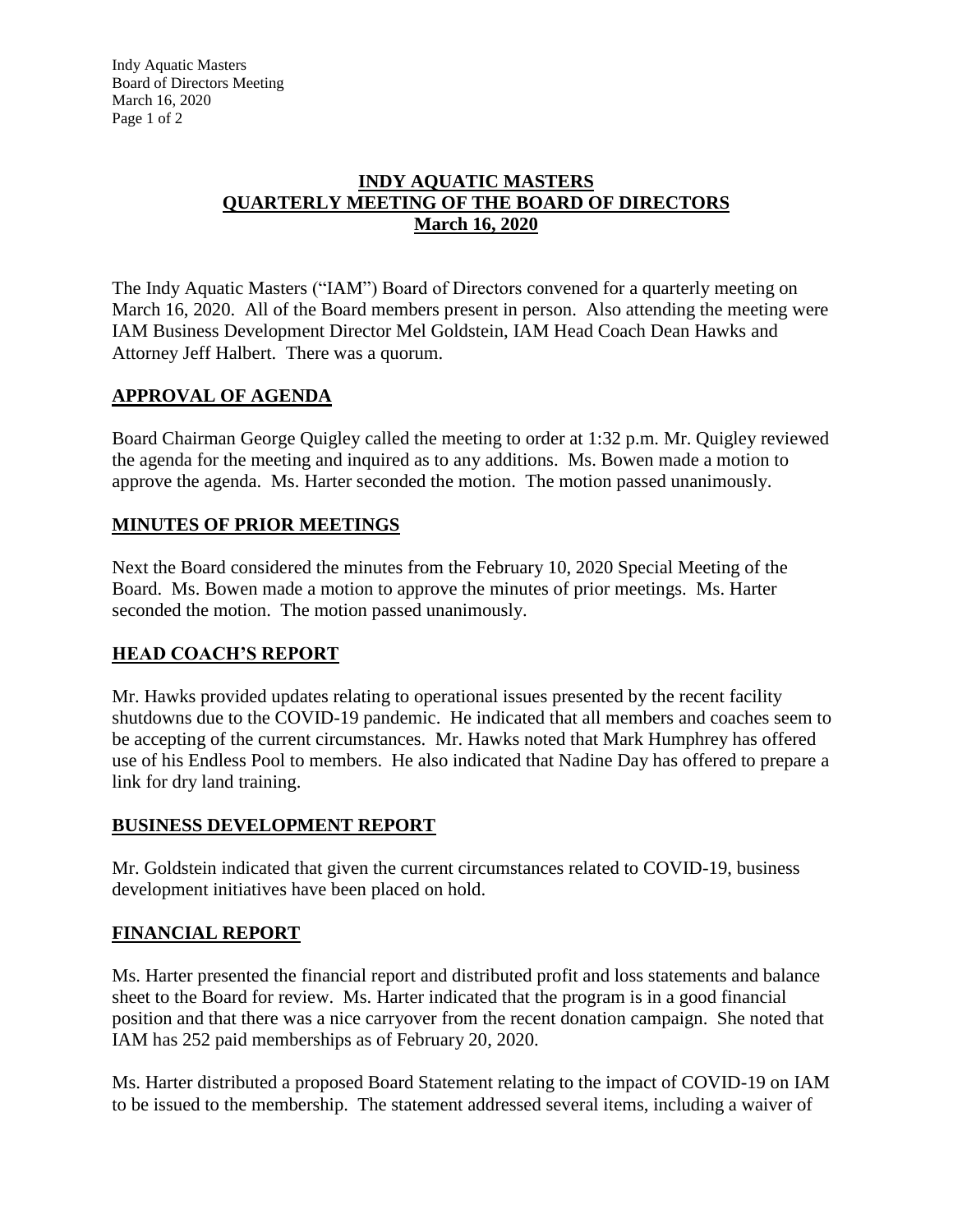# INDY AQUATIC MASTERS
# QUARTERLY MEETING OF THE BOARD OF DIRECTORS
# March 16, 2020

The Indy Aquatic Masters ("IAM") Board of Directors convened for a quarterly meeting on March 16, 2020. All of the Board members present in person. Also attending the meeting were IAM Business Development Director Mel Goldstein, IAM Head Coach Dean Hawks and Attorney Jeff Halbert. There was a quorum.

## APPROVAL OF AGENDA

Board Chairman George Quigley called the meeting to order at 1:32 p.m. Mr. Quigley reviewed the agenda for the meeting and inquired as to any additions. Ms. Bowen made a motion to approve the agenda. Ms. Harter seconded the motion. The motion passed unanimously.

## MINUTES OF PRIOR MEETINGS

Next the Board considered the minutes from the February 10, 2020 Special Meeting of the Board. Ms. Bowen made a motion to approve the minutes of prior meetings. Ms. Harter seconded the motion. The motion passed unanimously.

## HEAD COACH'S REPORT

Mr. Hawks provided updates relating to operational issues presented by the recent facility shutdowns due to the COVID-19 pandemic. He indicated that all members and coaches seem to be accepting of the current circumstances. Mr. Hawks noted that Mark Humphrey has offered use of his Endless Pool to members. He also indicated that Nadine Day has offered to prepare a link for dry land training.

## BUSINESS DEVELOPMENT REPORT

Mr. Goldstein indicated that given the current circumstances related to COVID-19, business development initiatives have been placed on hold.

## FINANCIAL REPORT

Ms. Harter presented the financial report and distributed profit and loss statements and balance sheet to the Board for review. Ms. Harter indicated that the program is in a good financial position and that there was a nice carryover from the recent donation campaign. She noted that IAM has 252 paid memberships as of February 20, 2020.

Ms. Harter distributed a proposed Board Statement relating to the impact of COVID-19 on IAM to be issued to the membership. The statement addressed several items, including a waiver of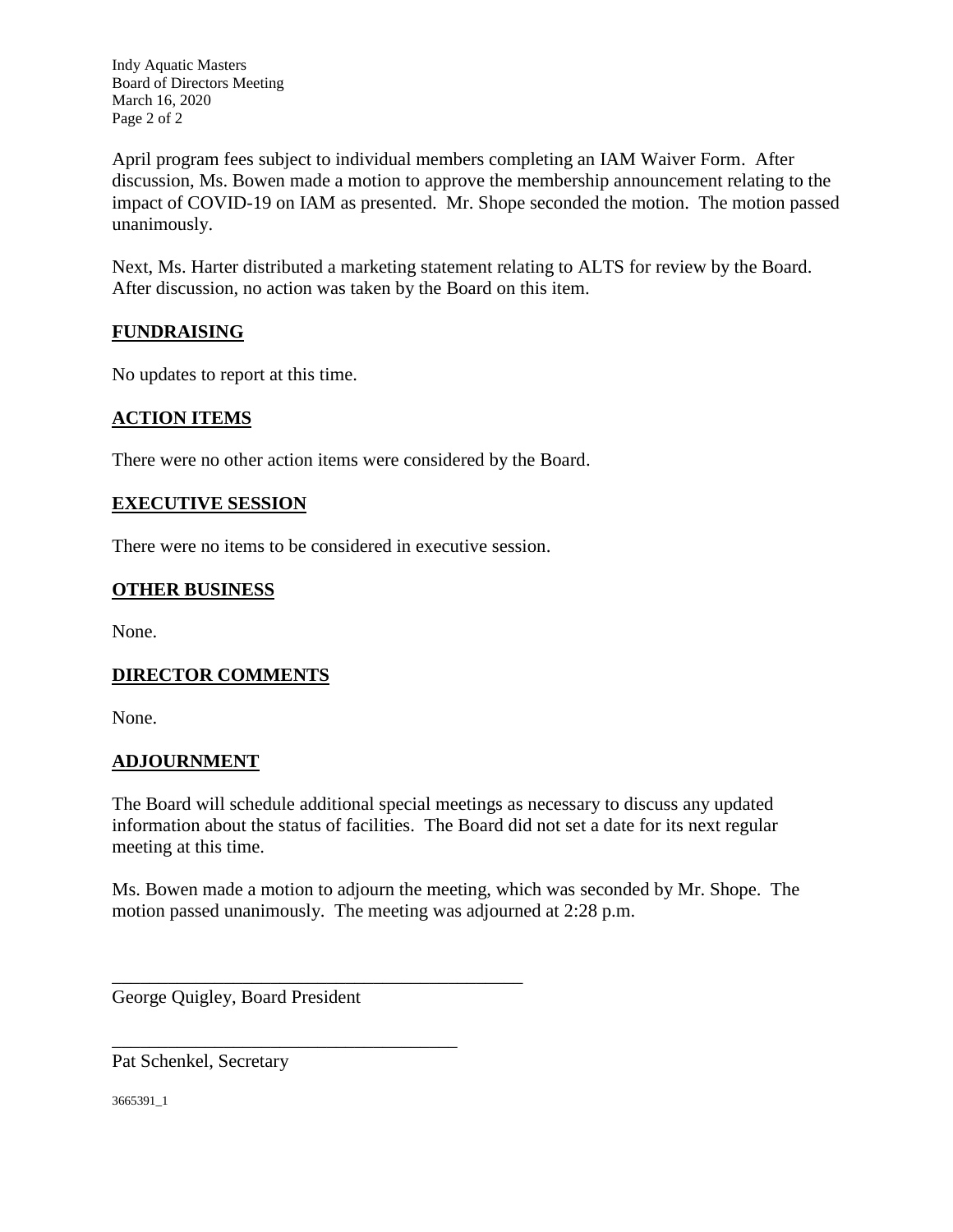April program fees subject to individual members completing an IAM Waiver Form. After discussion, Ms. Bowen made a motion to approve the membership announcement relating to the impact of COVID-19 on IAM as presented. Mr. Shope seconded the motion. The motion passed unanimously.

Next, Ms. Harter distributed a marketing statement relating to ALTS for review by the Board. After discussion, no action was taken by the Board on this item.

## FUNDRAISING

No updates to report at this time.

## ACTION ITEMS

There were no other action items were considered by the Board.

## EXECUTIVE SESSION

There were no items to be considered in executive session.

## OTHER BUSINESS

None.

## DIRECTOR COMMENTS

None.

## ADJOURNMENT

The Board will schedule additional special meetings as necessary to discuss any updated information about the status of facilities. The Board did not set a date for its next regular meeting at this time.

Ms. Bowen made a motion to adjourn the meeting, which was seconded by Mr. Shope. The motion passed unanimously. The meeting was adjourned at 2:28 p.m.

______________________________________________
George Quigley, Board President

______________________________________
Pat Schenkel, Secretary

3665391_1